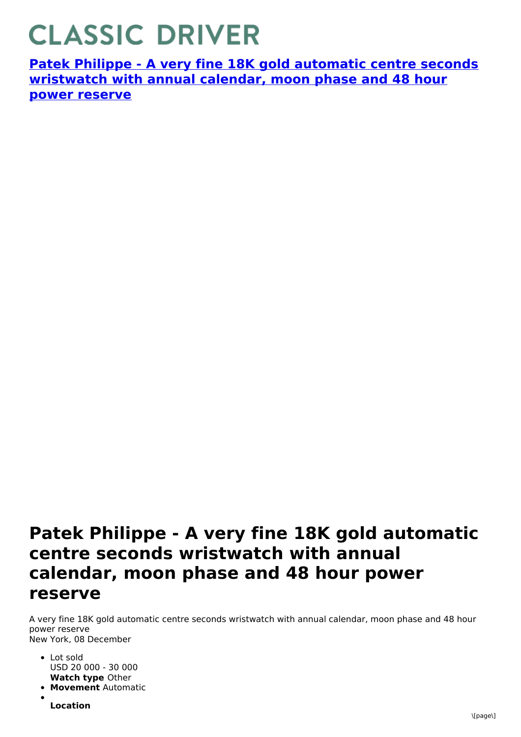# CLASSIC DRIVER

**[Patek Philippe - A very fine 18K gold automatic centre seconds wristwatch with annual calendar, moon phase and 48 hour power reserve]()**

## Patek Philippe - A very fine 18K gold automatic centre seconds wristwatch with annual calendar, moon phase and 48 hour power reserve

A very fine 18K gold automatic centre seconds wristwatch with annual calendar, moon phase and 48 hour power reserve
New York, 08 December

- Lot sold
  USD 20 000 - 30 000
  **Watch type** Other
- **Movement** Automatic
- 
  **Location**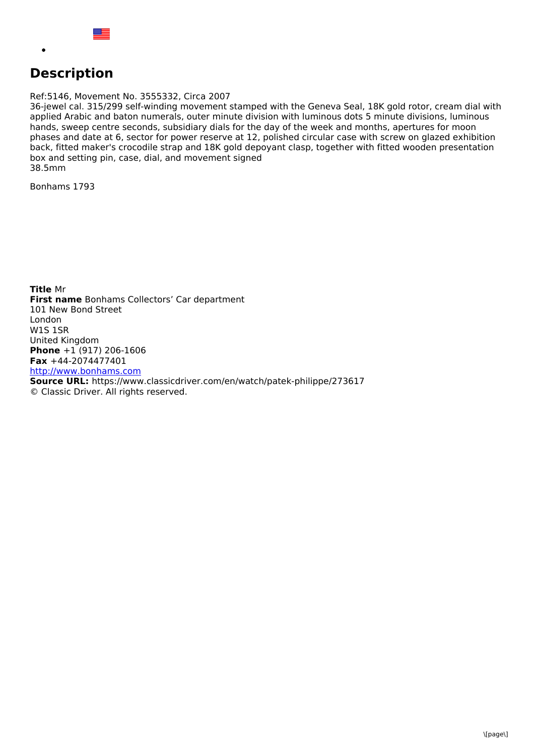## Description

Ref:5146, Movement No. 3555332, Circa 2007
36-jewel cal. 315/299 self-winding movement stamped with the Geneva Seal, 18K gold rotor, cream dial with applied Arabic and baton numerals, outer minute division with luminous dots 5 minute divisions, luminous hands, sweep centre seconds, subsidiary dials for the day of the week and months, apertures for moon phases and date at 6, sector for power reserve at 12, polished circular case with screw on glazed exhibition back, fitted maker's crocodile strap and 18K gold depoyant clasp, together with fitted wooden presentation box and setting pin, case, dial, and movement signed
38.5mm

Bonhams 1793

**Title** Mr
**First name** Bonhams Collectors' Car department
101 New Bond Street
London
W1S 1SR
United Kingdom
**Phone** +1 (917) 206-1606
**Fax** +44-2074477401
[http://www.bonhams.com](http://www.bonhams.com)
**Source URL:** https://www.classicdriver.com/en/watch/patek-philippe/273617
© Classic Driver. All rights reserved.